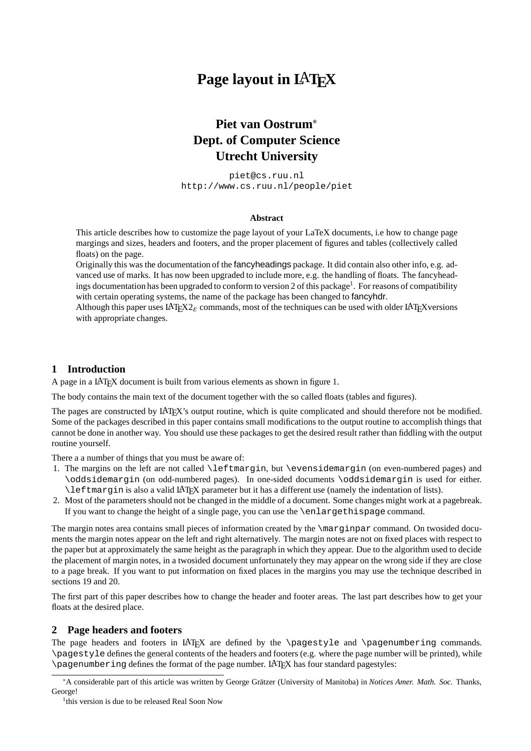# Page layout in LaTeX

**Piet van Oostrum*[*]**
**Dept. of Computer Science**
**Utrecht University**

`piet@cs.ruu.nl`
`http://www.cs.ruu.nl/people/piet`

**Abstract**

This article describes how to customize the page layout of your LaTeX documents, i.e how to change page margings and sizes, headers and footers, and the proper placement of figures and tables (collectively called floats) on the page.
Originally this was the documentation of the fancyheadings package. It did contain also other info, e.g. advanced use of marks. It has now been upgraded to include more, e.g. the handling of floats. The fancyheadings documentation has been upgraded to conform to version 2 of this package[1]. For reasons of compatibility with certain operating systems, the name of the package has been changed to fancyhdr.
Although this paper uses LaTeX2$_\varepsilon$ commands, most of the techniques can be used with older LaTeXversions with appropriate changes.

## 1 Introduction

A page in a LaTeX document is built from various elements as shown in figure 1.

The body contains the main text of the document together with the so called floats (tables and figures).

The pages are constructed by LaTeX's output routine, which is quite complicated and should therefore not be modified. Some of the packages described in this paper contains small modifications to the output routine to accomplish things that cannot be done in another way. You should use these packages to get the desired result rather than fiddling with the output routine yourself.

There a a number of things that you must be aware of:

1. The margins on the left are not called `\leftmargin`, but `\evensidemargin` (on even-numbered pages) and `\oddsidemargin` (on odd-numbered pages). In one-sided documents `\oddsidemargin` is used for either. `\leftmargin` is also a valid LaTeX parameter but it has a different use (namely the indentation of lists).
2. Most of the parameters should not be changed in the middle of a document. Some changes might work at a pagebreak. If you want to change the height of a single page, you can use the `\enlargethispage` command.

The margin notes area contains small pieces of information created by the `\marginpar` command. On twosided documents the margin notes appear on the left and right alternatively. The margin notes are not on fixed places with respect to the paper but at approximately the same height as the paragraph in which they appear. Due to the algorithm used to decide the placement of margin notes, in a twosided document unfortunately they may appear on the wrong side if they are close to a page break. If you want to put information on fixed places in the margins you may use the technique described in sections 19 and 20.

The first part of this paper describes how to change the header and footer areas. The last part describes how to get your floats at the desired place.

## 2 Page headers and footers

The page headers and footers in LaTeX are defined by the `\pagestyle` and `\pagenumbering` commands. `\pagestyle` defines the general contents of the headers and footers (e.g. where the page number will be printed), while `\pagenumbering` defines the format of the page number. LaTeX has four standard pagestyles:

[*] A considerable part of this article was written by George Grätzer (University of Manitoba) in *Notices Amer. Math. Soc.* Thanks, George!

[1] this version is due to be released Real Soon Now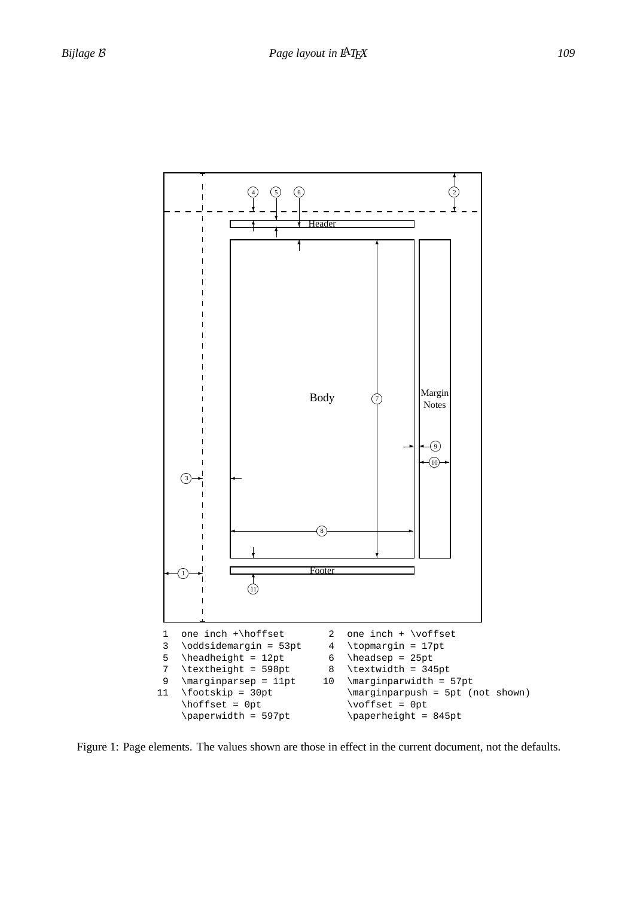```
 1  one inch +\hoffset          2  one inch + \voffset
 3  \oddsidemargin = 53pt       4  \topmargin = 17pt
 5  \headheight = 12pt          6  \headsep = 25pt
 7  \textheight = 598pt         8  \textwidth = 345pt
 9  \marginparsep = 11pt       10  \marginparwidth = 57pt
11  \footskip = 30pt               \marginparpush = 5pt (not shown)
    \hoffset = 0pt                 \voffset = 0pt
    \paperwidth = 597pt            \paperheight = 845pt
```

Figure 1: Page elements. The values shown are those in effect in the current document, not the defaults.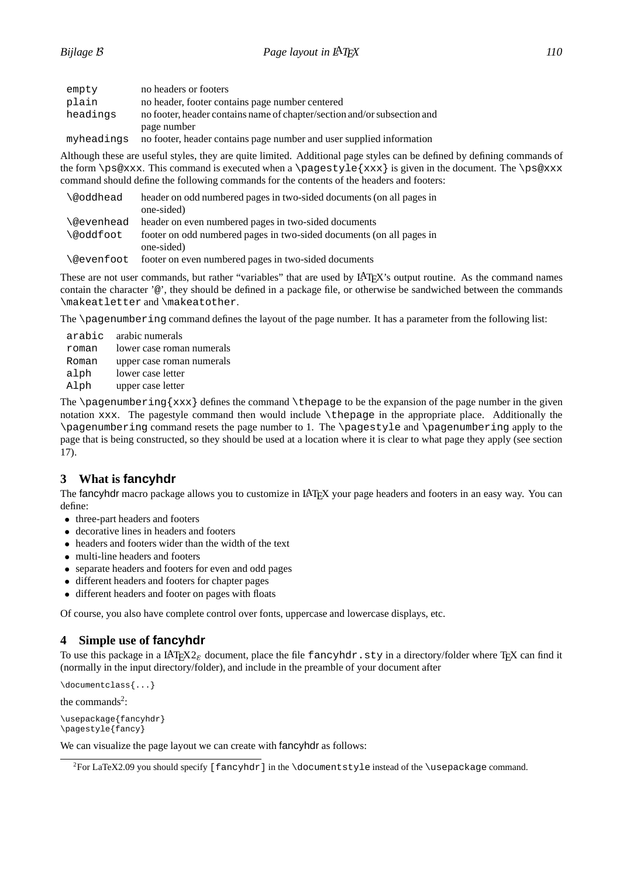| | |
|---|---|
| `empty` | no headers or footers |
| `plain` | no header, footer contains page number centered |
| `headings` | no footer, header contains name of chapter/section and/or subsection and page number |
| `myheadings` | no footer, header contains page number and user supplied information |

Although these are useful styles, they are quite limited. Additional page styles can be defined by defining commands of the form `\ps@xxx`. This command is executed when a `\pagestyle{xxx}` is given in the document. The `\ps@xxx` command should define the following commands for the contents of the headers and footers:

| | |
|---|---|
| `\@oddhead` | header on odd numbered pages in two-sided documents (on all pages in one-sided) |
| `\@evenhead` | header on even numbered pages in two-sided documents |
| `\@oddfoot` | footer on odd numbered pages in two-sided documents (on all pages in one-sided) |
| `\@evenfoot` | footer on even numbered pages in two-sided documents |

These are not user commands, but rather "variables" that are used by LATEX's output routine. As the command names contain the character '`@`', they should be defined in a package file, or otherwise be sandwiched between the commands `\makeatletter` and `\makeatother`.

The `\pagenumbering` command defines the layout of the page number. It has a parameter from the following list:

| | |
|---|---|
| `arabic` | arabic numerals |
| `roman` | lower case roman numerals |
| `Roman` | upper case roman numerals |
| `alph` | lower case letter |
| `Alph` | upper case letter |

The `\pagenumbering{xxx}` defines the command `\thepage` to be the expansion of the page number in the given notation `xxx`. The pagestyle command then would include `\thepage` in the appropriate place. Additionally the `\pagenumbering` command resets the page number to 1. The `\pagestyle` and `\pagenumbering` apply to the page that is being constructed, so they should be used at a location where it is clear to what page they apply (see section 17).

## 3 What is fancyhdr

The fancyhdr macro package allows you to customize in LATEX your page headers and footers in an easy way. You can define:

- three-part headers and footers
- decorative lines in headers and footers
- headers and footers wider than the width of the text
- multi-line headers and footers
- separate headers and footers for even and odd pages
- different headers and footers for chapter pages
- different headers and footer on pages with floats

Of course, you also have complete control over fonts, uppercase and lowercase displays, etc.

## 4 Simple use of fancyhdr

To use this package in a LATEX2$_\varepsilon$ document, place the file `fancyhdr.sty` in a directory/folder where TEX can find it (normally in the input directory/folder), and include in the preamble of your document after

```
\documentclass{...}
```

the commands[2]:

```
\usepackage{fancyhdr}
\pagestyle{fancy}
```

We can visualize the page layout we can create with fancyhdr as follows:

[2]For LaTeX2.09 you should specify `[fancyhdr]` in the `\documentstyle` instead of the `\usepackage` command.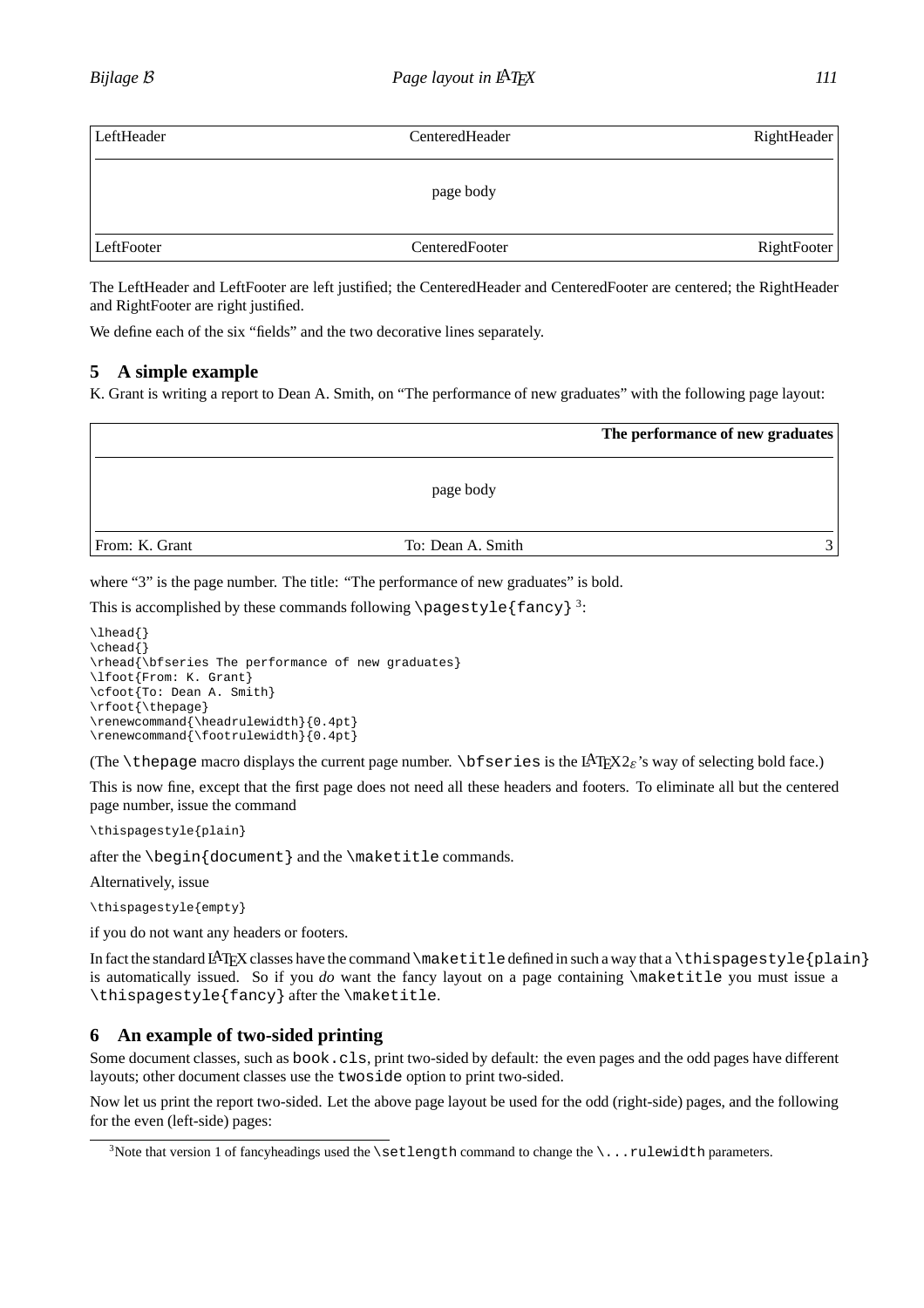| LeftHeader | CenteredHeader | RightHeader |
|---|---|---|
| | page body | |
| LeftFooter | CenteredFooter | RightFooter |

The LeftHeader and LeftFooter are left justified; the CenteredHeader and CenteredFooter are centered; the RightHeader and RightFooter are right justified.

We define each of the six "fields" and the two decorative lines separately.

## 5 A simple example

K. Grant is writing a report to Dean A. Smith, on "The performance of new graduates" with the following page layout:

| | | **The performance of new graduates** |
|---|---|---|
| | page body | |
| From: K. Grant | To: Dean A. Smith | 3 |

where "3" is the page number. The title: "The performance of new graduates" is bold.

This is accomplished by these commands following `\pagestyle{fancy}` [3]:

```
\lhead{}
\chead{}
\rhead{\bfseries The performance of new graduates}
\lfoot{From: K. Grant}
\cfoot{To: Dean A. Smith}
\rfoot{\thepage}
\renewcommand{\headrulewidth}{0.4pt}
\renewcommand{\footrulewidth}{0.4pt}
```

(The `\thepage` macro displays the current page number. `\bfseries` is the LaTeX2ε's way of selecting bold face.)

This is now fine, except that the first page does not need all these headers and footers. To eliminate all but the centered page number, issue the command

```
\thispagestyle{plain}
```

after the `\begin{document}` and the `\maketitle` commands.

Alternatively, issue

```
\thispagestyle{empty}
```

if you do not want any headers or footers.

In fact the standard LaTeX classes have the command `\maketitle` defined in such a way that a `\thispagestyle{plain}` is automatically issued. So if you *do* want the fancy layout on a page containing `\maketitle` you must issue a `\thispagestyle{fancy}` after the `\maketitle`.

## 6 An example of two-sided printing

Some document classes, such as `book.cls`, print two-sided by default: the even pages and the odd pages have different layouts; other document classes use the `twoside` option to print two-sided.

Now let us print the report two-sided. Let the above page layout be used for the odd (right-side) pages, and the following for the even (left-side) pages:

[3] Note that version 1 of fancyheadings used the `\setlength` command to change the `\...rulewidth` parameters.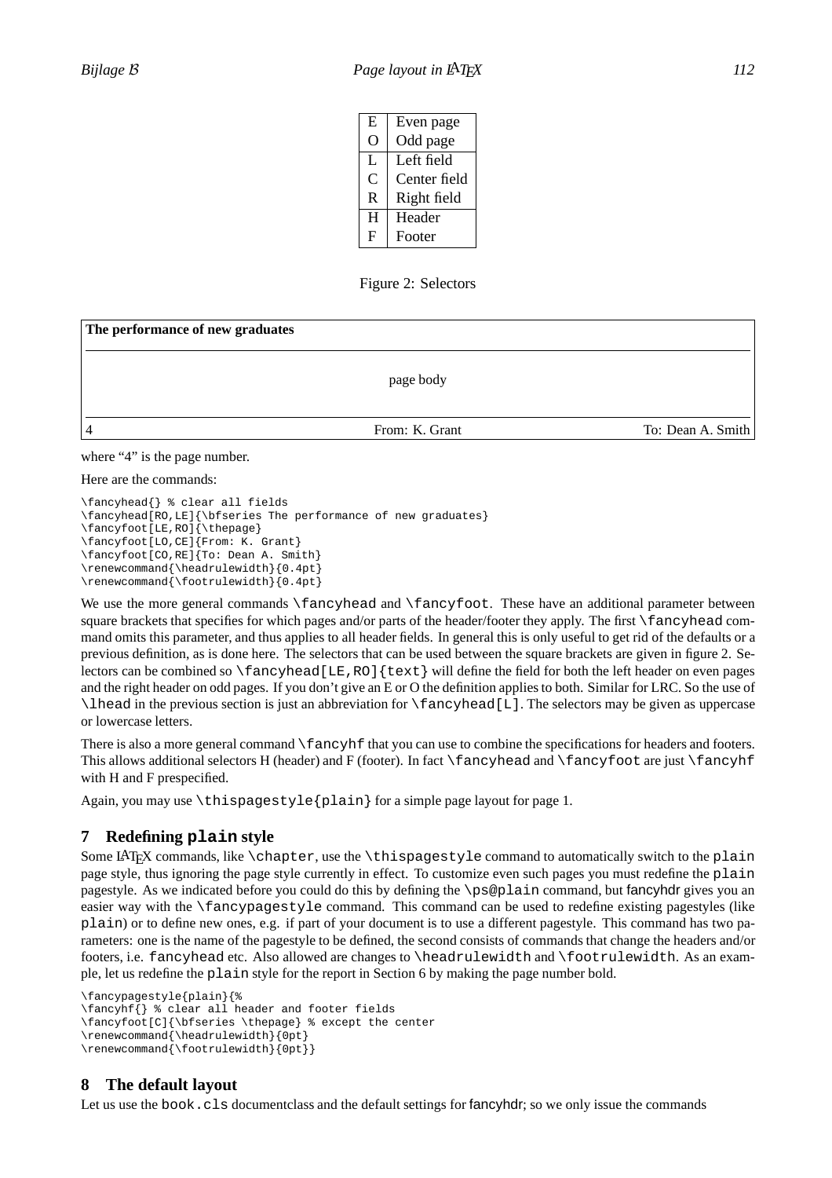| | |
|---|---|
| E | Even page |
| O | Odd page |
| L | Left field |
| C | Center field |
| R | Right field |
| H | Header |
| F | Footer |

Figure 2: Selectors

| **The performance of new graduates** | | |
|---|---|---|
| | page body | |
| 4 | From: K. Grant | To: Dean A. Smith |

where “4” is the page number.

Here are the commands:

```
\fancyhead{} % clear all fields
\fancyhead[RO,LE]{\bfseries The performance of new graduates}
\fancyfoot[LE,RO]{\thepage}
\fancyfoot[LO,CE]{From: K. Grant}
\fancyfoot[CO,RE]{To: Dean A. Smith}
\renewcommand{\headrulewidth}{0.4pt}
\renewcommand{\footrulewidth}{0.4pt}
```

We use the more general commands `\fancyhead` and `\fancyfoot`. These have an additional parameter between square brackets that specifies for which pages and/or parts of the header/footer they apply. The first `\fancyhead` command omits this parameter, and thus applies to all header fields. In general this is only useful to get rid of the defaults or a previous definition, as is done here. The selectors that can be used between the square brackets are given in figure 2. Selectors can be combined so `\fancyhead[LE,RO]{text}` will define the field for both the left header on even pages and the right header on odd pages. If you don't give an E or O the definition applies to both. Similar for LRC. So the use of `\lhead` in the previous section is just an abbreviation for `\fancyhead[L]`. The selectors may be given as uppercase or lowercase letters.

There is also a more general command `\fancyhf` that you can use to combine the specifications for headers and footers. This allows additional selectors H (header) and F (footer). In fact `\fancyhead` and `\fancyfoot` are just `\fancyhf` with H and F prespecified.

Again, you may use `\thispagestyle{plain}` for a simple page layout for page 1.

## 7 Redefining `plain` style

Some LaTeX commands, like `\chapter`, use the `\thispagestyle` command to automatically switch to the `plain` page style, thus ignoring the page style currently in effect. To customize even such pages you must redefine the `plain` pagestyle. As we indicated before you could do this by defining the `\ps@plain` command, but fancyhdr gives you an easier way with the `\fancypagestyle` command. This command can be used to redefine existing pagestyles (like `plain`) or to define new ones, e.g. if part of your document is to use a different pagestyle. This command has two parameters: one is the name of the pagestyle to be defined, the second consists of commands that change the headers and/or footers, i.e. `fancyhead` etc. Also allowed are changes to `\headrulewidth` and `\footrulewidth`. As an example, let us redefine the `plain` style for the report in Section 6 by making the page number bold.

```
\fancypagestyle{plain}{%
\fancyhf{} % clear all header and footer fields
\fancyfoot[C]{\bfseries \thepage} % except the center
\renewcommand{\headrulewidth}{0pt}
\renewcommand{\footrulewidth}{0pt}}
```

## 8 The default layout

Let us use the `book.cls` documentclass and the default settings for fancyhdr; so we only issue the commands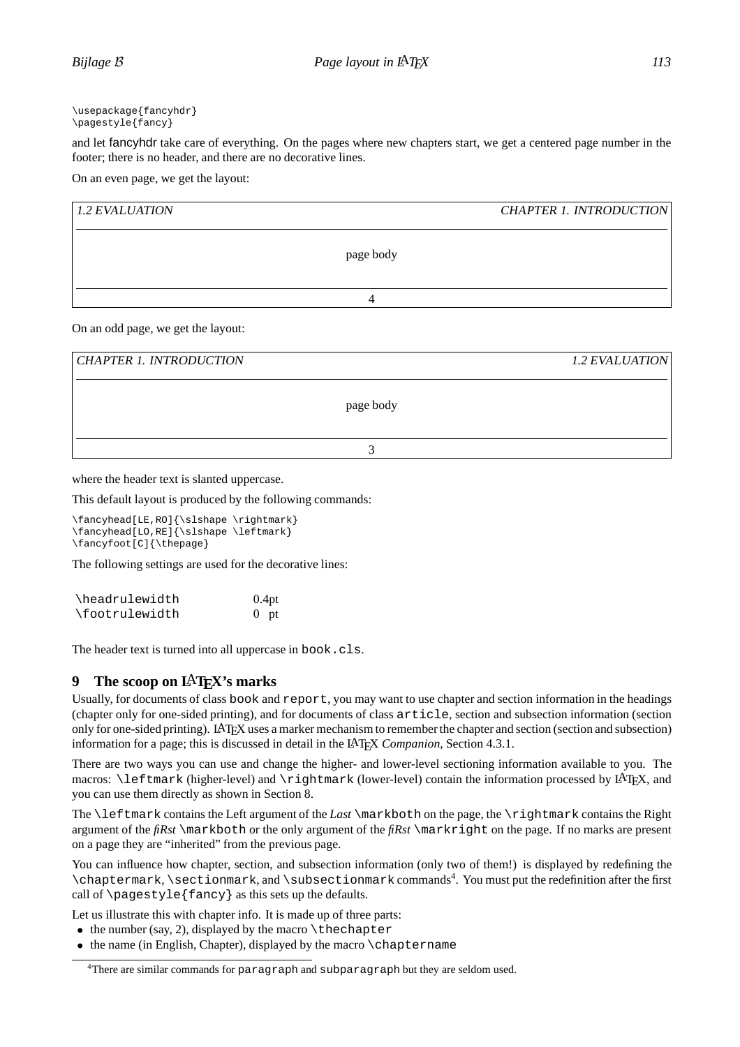```
\usepackage{fancyhdr}
\pagestyle{fancy}
```

and let fancyhdr take care of everything. On the pages where new chapters start, we get a centered page number in the footer; there is no header, and there are no decorative lines.

On an even page, we get the layout:

| *1.2 EVALUATION* | | *CHAPTER 1. INTRODUCTION* |
|---|---|---|
| | page body | |
| | 4 | |

On an odd page, we get the layout:

| *CHAPTER 1. INTRODUCTION* | | *1.2 EVALUATION* |
|---|---|---|
| | page body | |
| | 3 | |

where the header text is slanted uppercase.

This default layout is produced by the following commands:

```
\fancyhead[LE,RO]{\slshape \rightmark}
\fancyhead[LO,RE]{\slshape \leftmark}
\fancyfoot[C]{\thepage}
```

The following settings are used for the decorative lines:

| | |
|---|---|
| `\headrulewidth` | 0.4pt |
| `\footrulewidth` | 0 pt |

The header text is turned into all uppercase in `book.cls`.

## 9 The scoop on LaTeX's marks

Usually, for documents of class `book` and `report`, you may want to use chapter and section information in the headings (chapter only for one-sided printing), and for documents of class `article`, section and subsection information (section only for one-sided printing). LaTeX uses a marker mechanism to remember the chapter and section (section and subsection) information for a page; this is discussed in detail in the LaTeX *Companion*, Section 4.3.1.

There are two ways you can use and change the higher- and lower-level sectioning information available to you. The macros: `\leftmark` (higher-level) and `\rightmark` (lower-level) contain the information processed by LaTeX, and you can use them directly as shown in Section 8.

The `\leftmark` contains the Left argument of the *Last* `\markboth` on the page, the `\rightmark` contains the Right argument of the *fiRst* `\markboth` or the only argument of the *fiRst* `\markright` on the page. If no marks are present on a page they are "inherited" from the previous page.

You can influence how chapter, section, and subsection information (only two of them!) is displayed by redefining the `\chaptermark`, `\sectionmark`, and `\subsectionmark` commands[4]. You must put the redefinition after the first call of `\pagestyle{fancy}` as this sets up the defaults.

Let us illustrate this with chapter info. It is made up of three parts:

- the number (say, 2), displayed by the macro `\thechapter`
- the name (in English, Chapter), displayed by the macro `\chaptername`

[4]There are similar commands for `paragraph` and `subparagraph` but they are seldom used.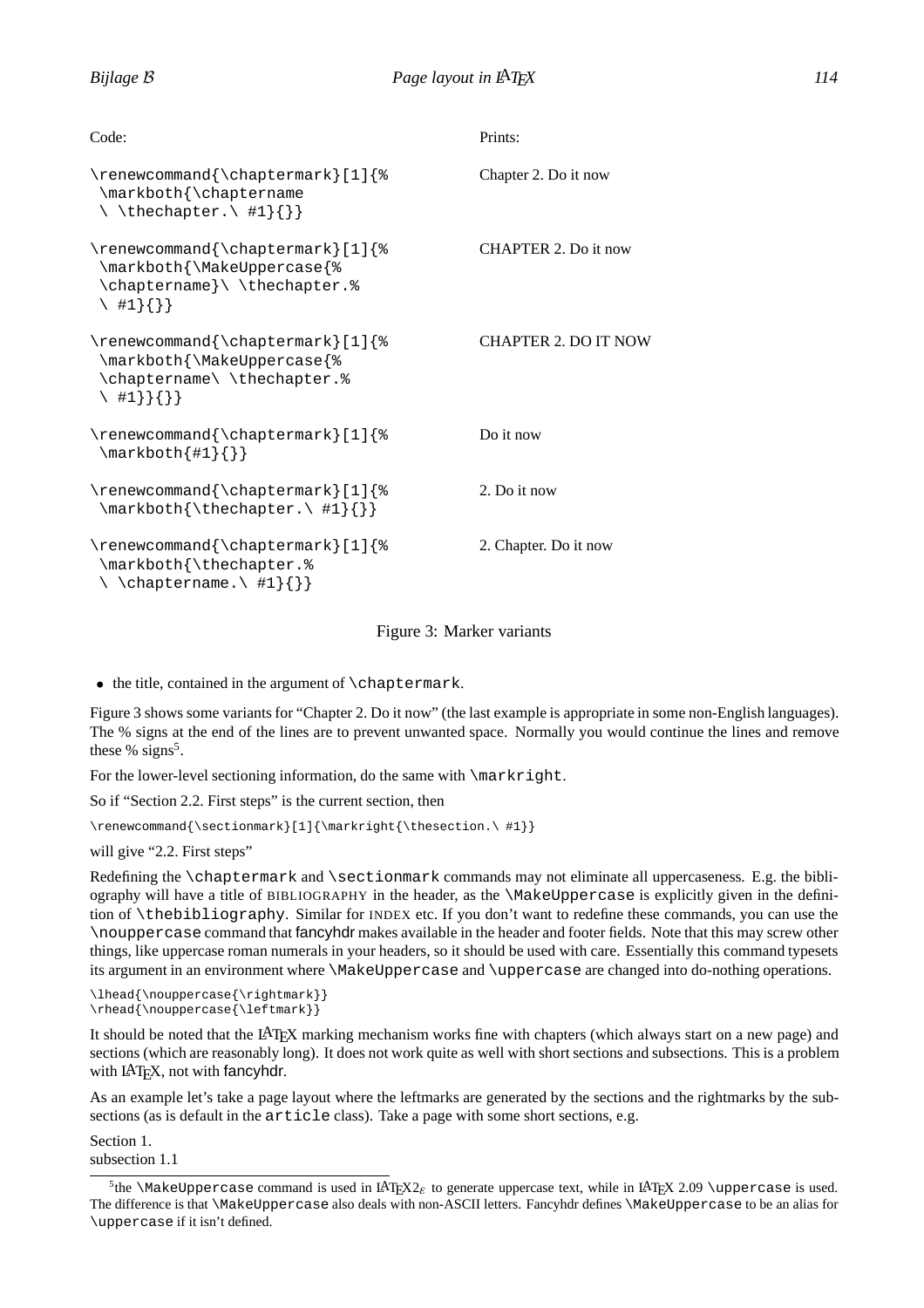| Code: | Prints: |
| --- | --- |
| `\renewcommand{\chaptermark}[1]{%`<br>` \markboth{\chaptername`<br>` \ \thechapter.\ #1}{}}` | Chapter 2. Do it now |
| `\renewcommand{\chaptermark}[1]{%`<br>` \markboth{\MakeUppercase{%`<br>` \chaptername}\ \thechapter.%`<br>` \ #1}{}}` | CHAPTER 2. Do it now |
| `\renewcommand{\chaptermark}[1]{%`<br>` \markboth{\MakeUppercase{%`<br>` \chaptername\ \thechapter.%`<br>` \ #1}}{}}` | CHAPTER 2. DO IT NOW |
| `\renewcommand{\chaptermark}[1]{%`<br>` \markboth{#1}{}}` | Do it now |
| `\renewcommand{\chaptermark}[1]{%`<br>` \markboth{\thechapter.\ #1}{}}` | 2. Do it now |
| `\renewcommand{\chaptermark}[1]{%`<br>` \markboth{\thechapter.%`<br>` \ \chaptername.\ #1}{}}` | 2. Chapter. Do it now |

Figure 3: Marker variants

- the title, contained in the argument of `\chaptermark`.

Figure 3 shows some variants for "Chapter 2. Do it now" (the last example is appropriate in some non-English languages). The % signs at the end of the lines are to prevent unwanted space. Normally you would continue the lines and remove these % signs[5].

For the lower-level sectioning information, do the same with `\markright`.

So if "Section 2.2. First steps" is the current section, then

```
\renewcommand{\sectionmark}[1]{\markright{\thesection.\ #1}}
```

will give "2.2. First steps"

Redefining the `\chaptermark` and `\sectionmark` commands may not eliminate all uppercaseness. E.g. the bibliography will have a title of BIBLIOGRAPHY in the header, as the `\MakeUppercase` is explicitly given in the definition of `\thebibliography`. Similar for INDEX etc. If you don't want to redefine these commands, you can use the `\nouppercase` command that fancyhdr makes available in the header and footer fields. Note that this may screw other things, like uppercase roman numerals in your headers, so it should be used with care. Essentially this command typesets its argument in an environment where `\MakeUppercase` and `\uppercase` are changed into do-nothing operations.

```
\lhead{\nouppercase{\rightmark}}
\rhead{\nouppercase{\leftmark}}
```

It should be noted that the LaTeX marking mechanism works fine with chapters (which always start on a new page) and sections (which are reasonably long). It does not work quite as well with short sections and subsections. This is a problem with LaTeX, not with fancyhdr.

As an example let's take a page layout where the leftmarks are generated by the sections and the rightmarks by the subsections (as is default in the `article` class). Take a page with some short sections, e.g.

Section 1.
subsection 1.1

[5] the `\MakeUppercase` command is used in LaTeX2$_\varepsilon$ to generate uppercase text, while in LaTeX 2.09 `\uppercase` is used. The difference is that `\MakeUppercase` also deals with non-ASCII letters. Fancyhdr defines `\MakeUppercase` to be an alias for `\uppercase` if it isn't defined.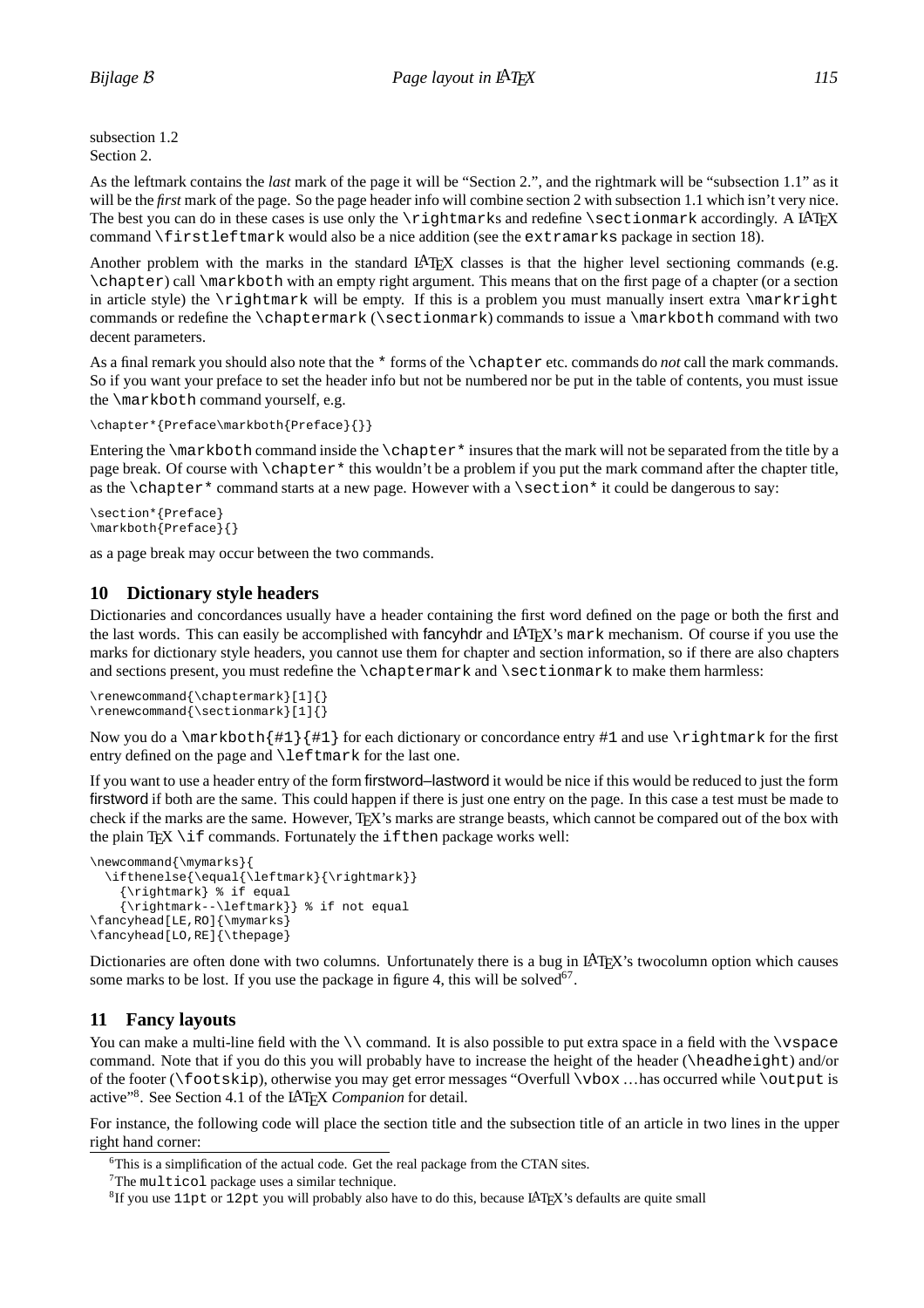subsection 1.2
Section 2.

As the leftmark contains the *last* mark of the page it will be "Section 2.", and the rightmark will be "subsection 1.1" as it will be the *first* mark of the page. So the page header info will combine section 2 with subsection 1.1 which isn't very nice. The best you can do in these cases is use only the `\rightmark`s and redefine `\sectionmark` accordingly. A LaTeX command `\firstleftmark` would also be a nice addition (see the `extramarks` package in section 18).

Another problem with the marks in the standard LaTeX classes is that the higher level sectioning commands (e.g. `\chapter`) call `\markboth` with an empty right argument. This means that on the first page of a chapter (or a section in article style) the `\rightmark` will be empty. If this is a problem you must manually insert extra `\markright` commands or redefine the `\chaptermark` (`\sectionmark`) commands to issue a `\markboth` command with two decent parameters.

As a final remark you should also note that the `*` forms of the `\chapter` etc. commands do *not* call the mark commands. So if you want your preface to set the header info but not be numbered nor be put in the table of contents, you must issue the `\markboth` command yourself, e.g.

```
\chapter*{Preface\markboth{Preface}{}}
```

Entering the `\markboth` command inside the `\chapter*` insures that the mark will not be separated from the title by a page break. Of course with `\chapter*` this wouldn't be a problem if you put the mark command after the chapter title, as the `\chapter*` command starts at a new page. However with a `\section*` it could be dangerous to say:

```
\section*{Preface}
\markboth{Preface}{}
```

as a page break may occur between the two commands.

## 10 Dictionary style headers

Dictionaries and concordances usually have a header containing the first word defined on the page or both the first and the last words. This can easily be accomplished with fancyhdr and LaTeX's `mark` mechanism. Of course if you use the marks for dictionary style headers, you cannot use them for chapter and section information, so if there are also chapters and sections present, you must redefine the `\chaptermark` and `\sectionmark` to make them harmless:

```
\renewcommand{\chaptermark}[1]{}
\renewcommand{\sectionmark}[1]{}
```

Now you do a `\markboth{#1}{#1}` for each dictionary or concordance entry `#1` and use `\rightmark` for the first entry defined on the page and `\leftmark` for the last one.

If you want to use a header entry of the form firstword–lastword it would be nice if this would be reduced to just the form firstword if both are the same. This could happen if there is just one entry on the page. In this case a test must be made to check if the marks are the same. However, TeX's marks are strange beasts, which cannot be compared out of the box with the plain TeX `\if` commands. Fortunately the `ifthen` package works well:

```
\newcommand{\mymarks}{
  \ifthenelse{\equal{\leftmark}{\rightmark}}
    {\rightmark} % if equal
    {\rightmark--\leftmark}} % if not equal
\fancyhead[LE,RO]{\mymarks}
\fancyhead[LO,RE]{\thepage}
```

Dictionaries are often done with two columns. Unfortunately there is a bug in LaTeX's twocolumn option which causes some marks to be lost. If you use the package in figure 4, this will be solved[6][7].

## 11 Fancy layouts

You can make a multi-line field with the `\\` command. It is also possible to put extra space in a field with the `\vspace` command. Note that if you do this you will probably have to increase the height of the header (`\headheight`) and/or of the footer (`\footskip`), otherwise you may get error messages "Overfull `\vbox` ...has occurred while `\output` is active"[8]. See Section 4.1 of the LaTeX *Companion* for detail.

For instance, the following code will place the section title and the subsection title of an article in two lines in the upper right hand corner:

[6] This is a simplification of the actual code. Get the real package from the CTAN sites.

[7] The `multicol` package uses a similar technique.

[8] If you use `11pt` or `12pt` you will probably also have to do this, because LaTeX's defaults are quite small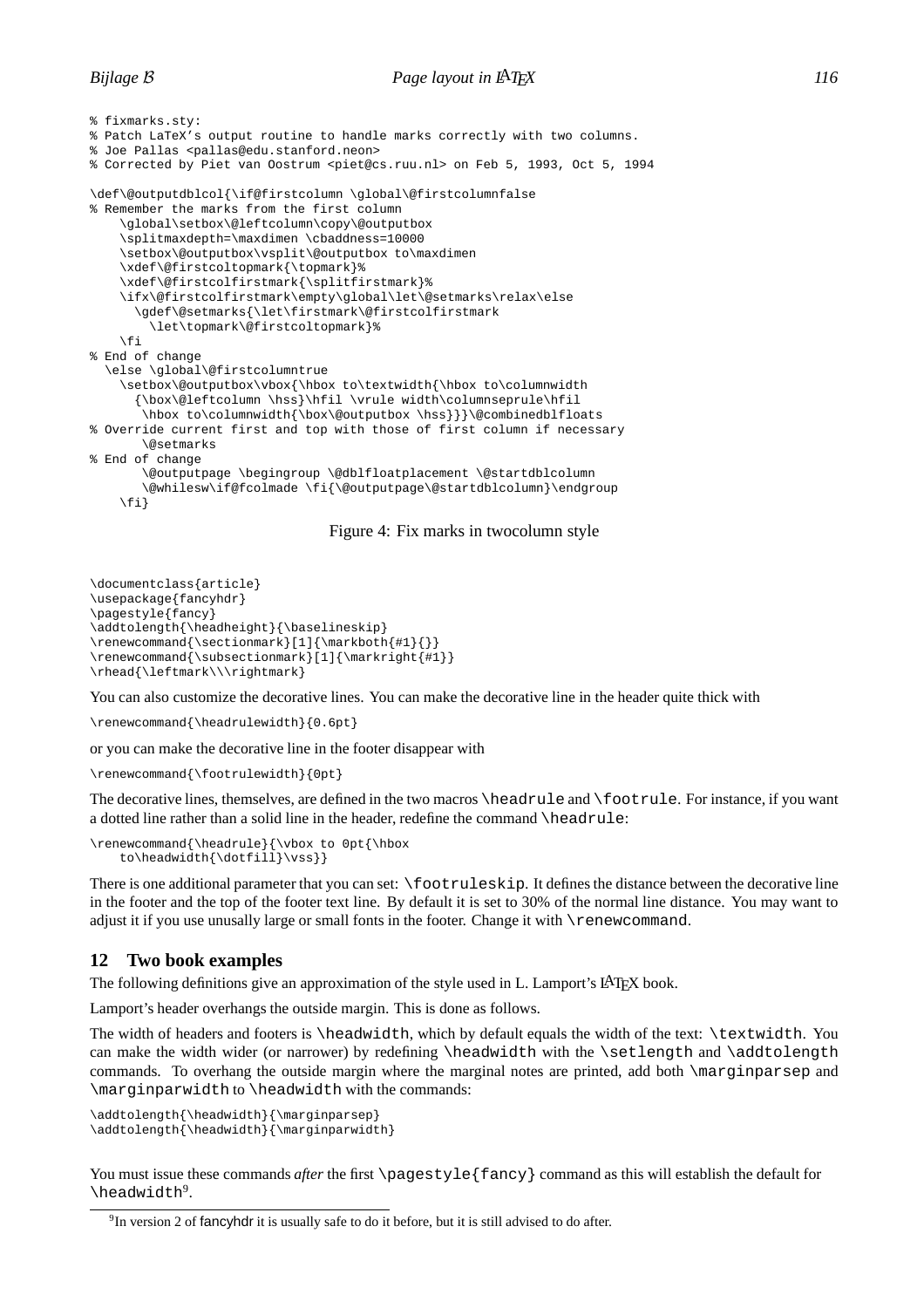```
% fixmarks.sty:
% Patch LaTeX's output routine to handle marks correctly with two columns.
% Joe Pallas <pallas@edu.stanford.neon>
% Corrected by Piet van Oostrum <piet@cs.ruu.nl> on Feb 5, 1993, Oct 5, 1994

\def\@outputdblcol{\if@firstcolumn \global\@firstcolumnfalse
% Remember the marks from the first column
    \global\setbox\@leftcolumn\copy\@outputbox
    \splitmaxdepth=\maxdimen \cbaddness=10000
    \setbox\@outputbox\vsplit\@outputbox to\maxdimen
    \xdef\@firstcoltopmark{\topmark}%
    \xdef\@firstcolfirstmark{\splitfirstmark}%
    \ifx\@firstcolfirstmark\empty\global\let\@setmarks\relax\else
      \gdef\@setmarks{\let\firstmark\@firstcolfirstmark
        \let\topmark\@firstcoltopmark}%
    \fi
% End of change
  \else \global\@firstcolumntrue
    \setbox\@outputbox\vbox{\hbox to\textwidth{\hbox to\columnwidth
      {\box\@leftcolumn \hss}\hfil \vrule width\columnseprule\hfil
       \hbox to\columnwidth{\box\@outputbox \hss}}}\@combinedblfloats
% Override current first and top with those of first column if necessary
       \@setmarks
% End of change
       \@outputpage \begingroup \@dblfloatplacement \@startdblcolumn
       \@whilesw\if@fcolmade \fi{\@outputpage\@startdblcolumn}\endgroup
    \fi}
```

Figure 4: Fix marks in twocolumn style

```
\documentclass{article}
\usepackage{fancyhdr}
\pagestyle{fancy}
\addtolength{\headheight}{\baselineskip}
\renewcommand{\sectionmark}[1]{\markboth{#1}{}}
\renewcommand{\subsectionmark}[1]{\markright{#1}}
\rhead{\leftmark\\\rightmark}
```

You can also customize the decorative lines. You can make the decorative line in the header quite thick with

```
\renewcommand{\headrulewidth}{0.6pt}
```

or you can make the decorative line in the footer disappear with

```
\renewcommand{\footrulewidth}{0pt}
```

The decorative lines, themselves, are defined in the two macros `\headrule` and `\footrule`. For instance, if you want a dotted line rather than a solid line in the header, redefine the command `\headrule`:

```
\renewcommand{\headrule}{\vbox to 0pt{\hbox
    to\headwidth{\dotfill}\vss}}
```

There is one additional parameter that you can set: `\footruleskip`. It defines the distance between the decorative line in the footer and the top of the footer text line. By default it is set to 30% of the normal line distance. You may want to adjust it if you use unusally large or small fonts in the footer. Change it with `\renewcommand`.

## 12 Two book examples

The following definitions give an approximation of the style used in L. Lamport's LaTeX book.

Lamport's header overhangs the outside margin. This is done as follows.

The width of headers and footers is `\headwidth`, which by default equals the width of the text: `\textwidth`. You can make the width wider (or narrower) by redefining `\headwidth` with the `\setlength` and `\addtolength` commands. To overhang the outside margin where the marginal notes are printed, add both `\marginparsep` and `\marginparwidth` to `\headwidth` with the commands:

```
\addtolength{\headwidth}{\marginparsep}
\addtolength{\headwidth}{\marginparwidth}
```

You must issue these commands *after* the first `\pagestyle{fancy}` command as this will establish the default for `\headwidth`[9].

[9] In version 2 of fancyhdr it is usually safe to do it before, but it is still advised to do after.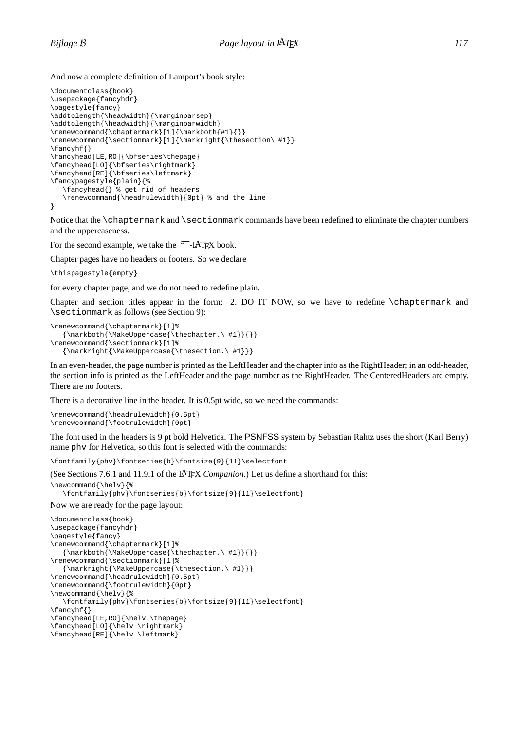And now a complete definition of Lamport's book style:

```
\documentclass{book}
\usepackage{fancyhdr}
\pagestyle{fancy}
\addtolength{\headwidth}{\marginparsep}
\addtolength{\headwidth}{\marginparwidth}
\renewcommand{\chaptermark}[1]{\markboth{#1}{}}
\renewcommand{\sectionmark}[1]{\markright{\thesection\ #1}}
\fancyhf{}
\fancyhead[LE,RO]{\bfseries\thepage}
\fancyhead[LO]{\bfseries\rightmark}
\fancyhead[RE]{\bfseries\leftmark}
\fancypagestyle{plain}{%
   \fancyhead{} % get rid of headers
   \renewcommand{\headrulewidth}{0pt} % and the line
}
```

Notice that the `\chaptermark` and `\sectionmark` commands have been redefined to eliminate the chapter numbers and the uppercaseness.

For the second example, we take the AMS-LaTeX book.

Chapter pages have no headers or footers. So we declare

```
\thispagestyle{empty}
```

for every chapter page, and we do not need to redefine plain.

Chapter and section titles appear in the form: 2. DO IT NOW, so we have to redefine `\chaptermark` and `\sectionmark` as follows (see Section 9):

```
\renewcommand{\chaptermark}[1]%
   {\markboth{\MakeUppercase{\thechapter.\ #1}}{}}
\renewcommand{\sectionmark}[1]%
   {\markright{\MakeUppercase{\thesection.\ #1}}}
```

In an even-header, the page number is printed as the LeftHeader and the chapter info as the RightHeader; in an odd-header, the section info is printed as the LeftHeader and the page number as the RightHeader. The CenteredHeaders are empty. There are no footers.

There is a decorative line in the header. It is 0.5pt wide, so we need the commands:

```
\renewcommand{\headrulewidth}{0.5pt}
\renewcommand{\footrulewidth}{0pt}
```

The font used in the headers is 9 pt bold Helvetica. The PSNFSS system by Sebastian Rahtz uses the short (Karl Berry) name `phv` for Helvetica, so this font is selected with the commands:

```
\fontfamily{phv}\fontseries{b}\fontsize{9}{11}\selectfont
```

(See Sections 7.6.1 and 11.9.1 of the LaTeX *Companion*.) Let us define a shorthand for this:

```
\newcommand{\helv}{%
   \fontfamily{phv}\fontseries{b}\fontsize{9}{11}\selectfont}
```

Now we are ready for the page layout:

```
\documentclass{book}
\usepackage{fancyhdr}
\pagestyle{fancy}
\renewcommand{\chaptermark}[1]%
   {\markboth{\MakeUppercase{\thechapter.\ #1}}{}}
\renewcommand{\sectionmark}[1]%
   {\markright{\MakeUppercase{\thesection.\ #1}}}
\renewcommand{\headrulewidth}{0.5pt}
\renewcommand{\footrulewidth}{0pt}
\newcommand{\helv}{%
   \fontfamily{phv}\fontseries{b}\fontsize{9}{11}\selectfont}
\fancyhf{}
\fancyhead[LE,RO]{\helv \thepage}
\fancyhead[LO]{\helv \rightmark}
\fancyhead[RE]{\helv \leftmark}
```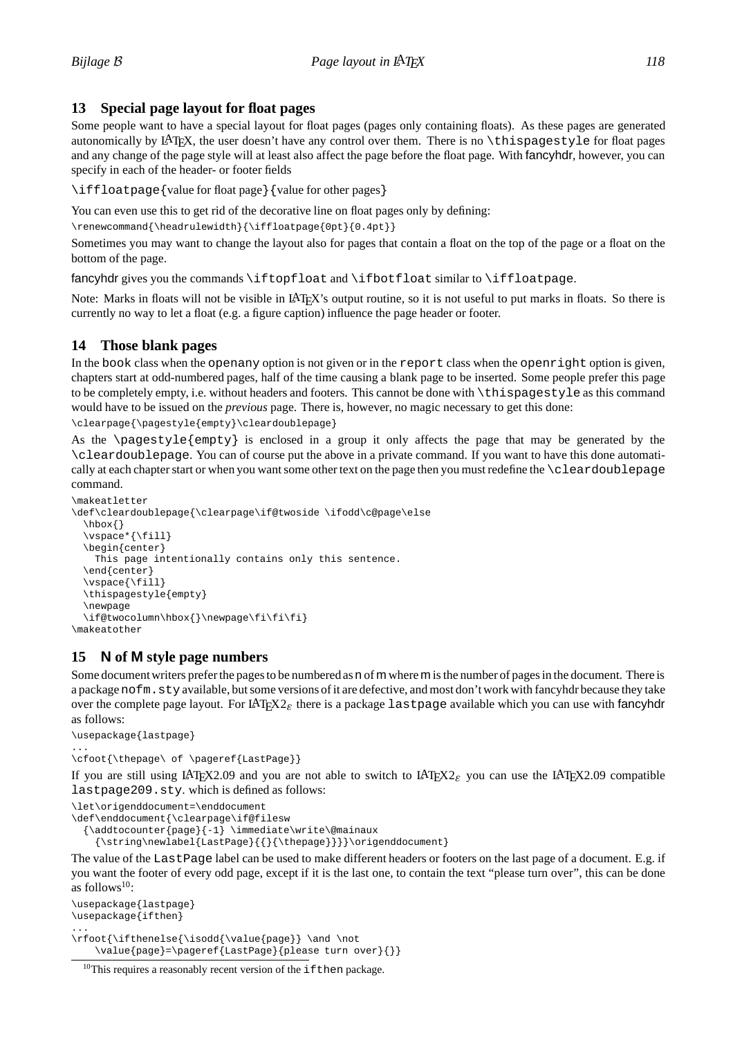## 13 Special page layout for float pages

Some people want to have a special layout for float pages (pages only containing floats). As these pages are generated autonomically by LaTeX, the user doesn't have any control over them. There is no `\thispagestyle` for float pages and any change of the page style will at least also affect the page before the float page. With fancyhdr, however, you can specify in each of the header- or footer fields

`\iffloatpage{`value for float page`}{`value for other pages`}`

You can even use this to get rid of the decorative line on float pages only by defining:

```
\renewcommand{\headrulewidth}{\iffloatpage{0pt}{0.4pt}}
```

Sometimes you may want to change the layout also for pages that contain a float on the top of the page or a float on the bottom of the page.

fancyhdr gives you the commands `\iftopfloat` and `\ifbotfloat` similar to `\iffloatpage`.

Note: Marks in floats will not be visible in LaTeX's output routine, so it is not useful to put marks in floats. So there is currently no way to let a float (e.g. a figure caption) influence the page header or footer.

## 14 Those blank pages

In the `book` class when the `openany` option is not given or in the `report` class when the `openright` option is given, chapters start at odd-numbered pages, half of the time causing a blank page to be inserted. Some people prefer this page to be completely empty, i.e. without headers and footers. This cannot be done with `\thispagestyle` as this command would have to be issued on the *previous* page. There is, however, no magic necessary to get this done:

```
\clearpage{\pagestyle{empty}\cleardoublepage}
```

As the `\pagestyle{empty}` is enclosed in a group it only affects the page that may be generated by the `\cleardoublepage`. You can of course put the above in a private command. If you want to have this done automatically at each chapter start or when you want some other text on the page then you must redefine the `\cleardoublepage` command.

```
\makeatletter
\def\cleardoublepage{\clearpage\if@twoside \ifodd\c@page\else
  \hbox{}
  \vspace*{\fill}
  \begin{center}
    This page intentionally contains only this sentence.
  \end{center}
  \vspace{\fill}
  \thispagestyle{empty}
  \newpage
  \if@twocolumn\hbox{}\newpage\fi\fi\fi}
\makeatother
```

## 15 N of M style page numbers

Some document writers prefer the pages to be numbered as n of m where m is the number of pages in the document. There is a package `nofm.sty` available, but some versions of it are defective, and most don't work with fancyhdr because they take over the complete page layout. For LaTeX2$_\varepsilon$ there is a package `lastpage` available which you can use with fancyhdr as follows:

```
\usepackage{lastpage}
...
\cfoot{\thepage\ of \pageref{LastPage}}
```

If you are still using LaTeX2.09 and you are not able to switch to LaTeX2$_\varepsilon$ you can use the LaTeX2.09 compatible `lastpage209.sty`. which is defined as follows:

```
\let\origenddocument=\enddocument
\def\enddocument{\clearpage\if@filesw
  {\addtocounter{page}{-1} \immediate\write\@mainaux
    {\string\newlabel{LastPage}{{}{\thepage}}}}\origenddocument}
```

The value of the `LastPage` label can be used to make different headers or footers on the last page of a document. E.g. if you want the footer of every odd page, except if it is the last one, to contain the text "please turn over", this can be done as follows[10]:

```
\usepackage{lastpage}
\usepackage{ifthen}
...
\rfoot{\ifthenelse{\isodd{\value{page}} \and \not
    \value{page}=\pageref{LastPage}{please turn over}{}}
```

[10] This requires a reasonably recent version of the `ifthen` package.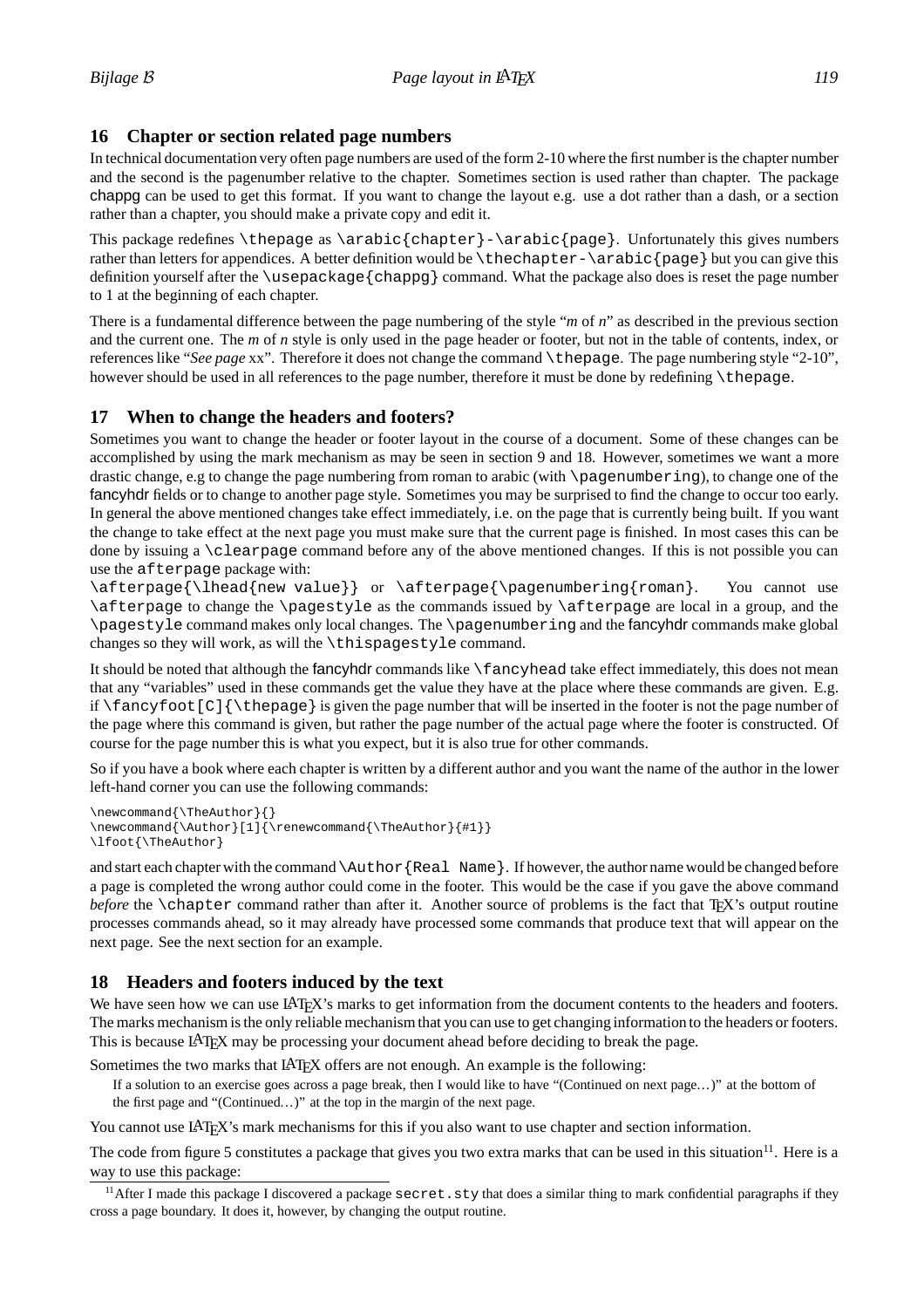## 16 Chapter or section related page numbers

In technical documentation very often page numbers are used of the form 2-10 where the first number is the chapter number and the second is the pagenumber relative to the chapter. Sometimes section is used rather than chapter. The package chappg can be used to get this format. If you want to change the layout e.g. use a dot rather than a dash, or a section rather than a chapter, you should make a private copy and edit it.

This package redefines `\thepage` as `\arabic{chapter}-\arabic{page}`. Unfortunately this gives numbers rather than letters for appendices. A better definition would be `\thechapter-\arabic{page}` but you can give this definition yourself after the `\usepackage{chappg}` command. What the package also does is reset the page number to 1 at the beginning of each chapter.

There is a fundamental difference between the page numbering of the style "*m* of *n*" as described in the previous section and the current one. The *m* of *n* style is only used in the page header or footer, but not in the table of contents, index, or references like "*See page* xx". Therefore it does not change the command `\thepage`. The page numbering style "2-10", however should be used in all references to the page number, therefore it must be done by redefining `\thepage`.

## 17 When to change the headers and footers?

Sometimes you want to change the header or footer layout in the course of a document. Some of these changes can be accomplished by using the mark mechanism as may be seen in section 9 and 18. However, sometimes we want a more drastic change, e.g to change the page numbering from roman to arabic (with `\pagenumbering`), to change one of the fancyhdr fields or to change to another page style. Sometimes you may be surprised to find the change to occur too early. In general the above mentioned changes take effect immediately, i.e. on the page that is currently being built. If you want the change to take effect at the next page you must make sure that the current page is finished. In most cases this can be done by issuing a `\clearpage` command before any of the above mentioned changes. If this is not possible you can use the `afterpage` package with:

`\afterpage{\lhead{new value}}` or `\afterpage{\pagenumbering{roman}`. You cannot use `\afterpage` to change the `\pagestyle` as the commands issued by `\afterpage` are local in a group, and the `\pagestyle` command makes only local changes. The `\pagenumbering` and the fancyhdr commands make global changes so they will work, as will the `\thispagestyle` command.

It should be noted that although the fancyhdr commands like `\fancyhead` take effect immediately, this does not mean that any "variables" used in these commands get the value they have at the place where these commands are given. E.g. if `\fancyfoot[C]{\thepage}` is given the page number that will be inserted in the footer is not the page number of the page where this command is given, but rather the page number of the actual page where the footer is constructed. Of course for the page number this is what you expect, but it is also true for other commands.

So if you have a book where each chapter is written by a different author and you want the name of the author in the lower left-hand corner you can use the following commands:

```
\newcommand{\TheAuthor}{}
\newcommand{\Author}[1]{\renewcommand{\TheAuthor}{#1}}
\lfoot{\TheAuthor}
```

and start each chapter with the command `\Author{Real Name}`. If however, the author name would be changed before a page is completed the wrong author could come in the footer. This would be the case if you gave the above command *before* the `\chapter` command rather than after it. Another source of problems is the fact that TEX's output routine processes commands ahead, so it may already have processed some commands that produce text that will appear on the next page. See the next section for an example.

## 18 Headers and footers induced by the text

We have seen how we can use LATEX's marks to get information from the document contents to the headers and footers. The marks mechanism is the only reliable mechanism that you can use to get changing information to the headers or footers. This is because LATEX may be processing your document ahead before deciding to break the page.

Sometimes the two marks that LATEX offers are not enough. An example is the following:

> If a solution to an exercise goes across a page break, then I would like to have "(Continued on next page…)" at the bottom of the first page and "(Continued…)" at the top in the margin of the next page.

You cannot use LATEX's mark mechanisms for this if you also want to use chapter and section information.

The code from figure 5 constitutes a package that gives you two extra marks that can be used in this situation[11]. Here is a way to use this package:

[11] After I made this package I discovered a package `secret.sty` that does a similar thing to mark confidential paragraphs if they cross a page boundary. It does it, however, by changing the output routine.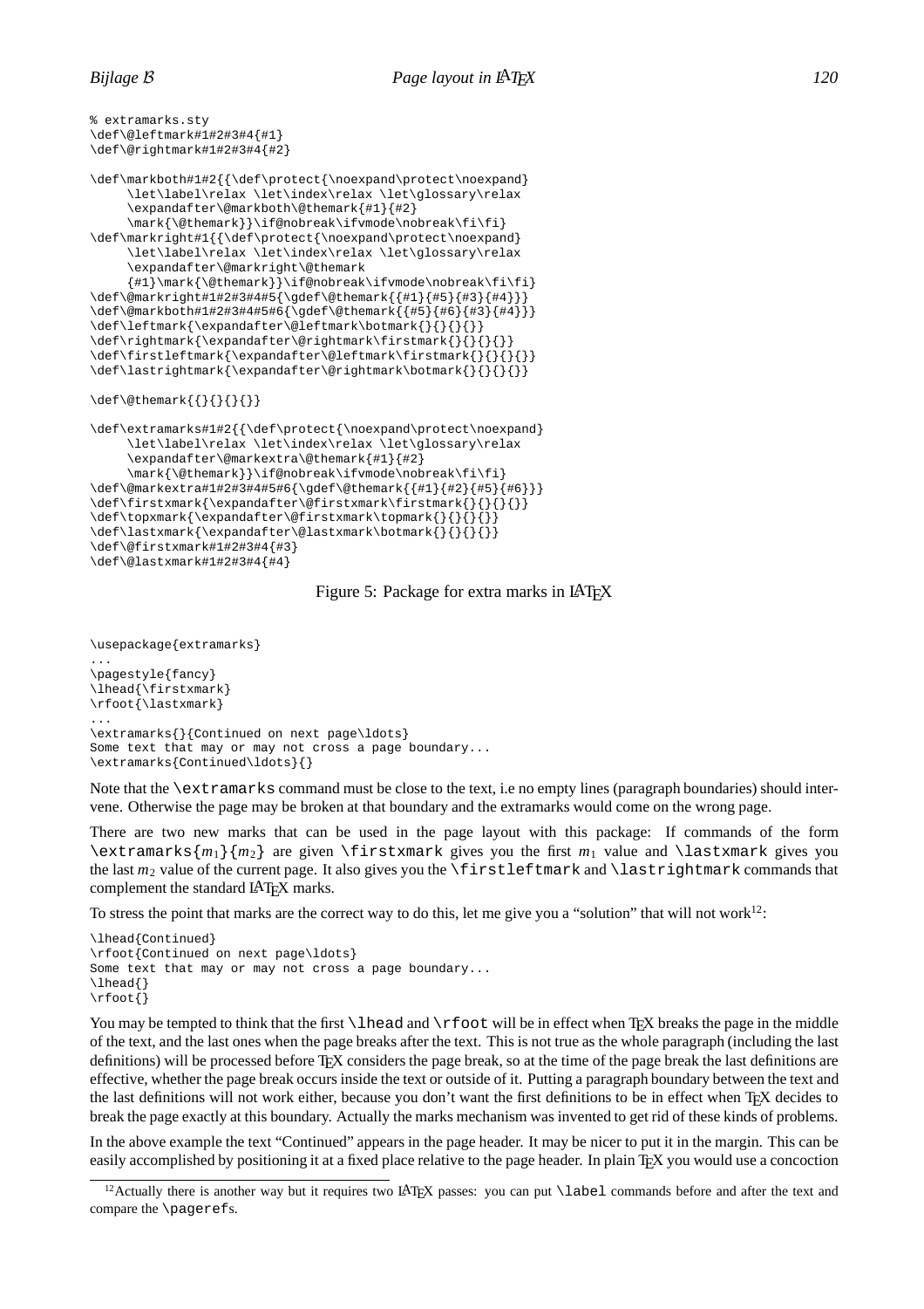```
% extramarks.sty
\def\@leftmark#1#2#3#4{#1}
\def\@rightmark#1#2#3#4{#2}

\def\markboth#1#2{{\def\protect{\noexpand\protect\noexpand}
     \let\label\relax \let\index\relax \let\glossary\relax
     \expandafter\@markboth\@themark{#1}{#2}
     \mark{\@themark}}\if@nobreak\ifvmode\nobreak\fi\fi}
\def\markright#1{{\def\protect{\noexpand\protect\noexpand}
     \let\label\relax \let\index\relax \let\glossary\relax
     \expandafter\@markright\@themark
     {#1}\mark{\@themark}}\if@nobreak\ifvmode\nobreak\fi\fi}
\def\@markright#1#2#3#4#5{\gdef\@themark{{#1}{#5}{#3}{#4}}}
\def\@markboth#1#2#3#4#5#6{\gdef\@themark{{#5}{#6}{#3}{#4}}}
\def\leftmark{\expandafter\@leftmark\botmark{}{}{}{}}
\def\rightmark{\expandafter\@rightmark\firstmark{}{}{}{}}
\def\firstleftmark{\expandafter\@leftmark\firstmark{}{}{}{}}
\def\lastrightmark{\expandafter\@rightmark\botmark{}{}{}{}}

\def\@themark{{}{}{}{}}

\def\extramarks#1#2{{\def\protect{\noexpand\protect\noexpand}
     \let\label\relax \let\index\relax \let\glossary\relax
     \expandafter\@markextra\@themark{#1}{#2}
     \mark{\@themark}}\if@nobreak\ifvmode\nobreak\fi\fi}
\def\@markextra#1#2#3#4#5#6{\gdef\@themark{{#1}{#2}{#5}{#6}}}
\def\firstxmark{\expandafter\@firstxmark\firstmark{}{}{}{}}
\def\topxmark{\expandafter\@firstxmark\topmark{}{}{}{}}
\def\lastxmark{\expandafter\@lastxmark\botmark{}{}{}{}}
\def\@firstxmark#1#2#3#4{#3}
\def\@lastxmark#1#2#3#4{#4}
```

Figure 5: Package for extra marks in LaTeX

```
\usepackage{extramarks}
...
\pagestyle{fancy}
\lhead{\firstxmark}
\rfoot{\lastxmark}
...
\extramarks{}{Continued on next page\ldots}
Some text that may or may not cross a page boundary...
\extramarks{Continued\ldots}{}
```

Note that the `\extramarks` command must be close to the text, i.e no empty lines (paragraph boundaries) should intervene. Otherwise the page may be broken at that boundary and the extramarks would come on the wrong page.

There are two new marks that can be used in the page layout with this package: If commands of the form `\extramarks`{$m_1$}{$m_2$} are given `\firstxmark` gives you the first $m_1$ value and `\lastxmark` gives you the last $m_2$ value of the current page. It also gives you the `\firstleftmark` and `\lastrightmark` commands that complement the standard LaTeX marks.

To stress the point that marks are the correct way to do this, let me give you a "solution" that will not work[12]:

```
\lhead{Continued}
\rfoot{Continued on next page\ldots}
Some text that may or may not cross a page boundary...
\lhead{}
\rfoot{}
```

You may be tempted to think that the first `\lhead` and `\rfoot` will be in effect when TeX breaks the page in the middle of the text, and the last ones when the page breaks after the text. This is not true as the whole paragraph (including the last definitions) will be processed before TeX considers the page break, so at the time of the page break the last definitions are effective, whether the page break occurs inside the text or outside of it. Putting a paragraph boundary between the text and the last definitions will not work either, because you don't want the first definitions to be in effect when TeX decides to break the page exactly at this boundary. Actually the marks mechanism was invented to get rid of these kinds of problems.

In the above example the text "Continued" appears in the page header. It may be nicer to put it in the margin. This can be easily accomplished by positioning it at a fixed place relative to the page header. In plain TeX you would use a concoction

[12] Actually there is another way but it requires two LaTeX passes: you can put `\label` commands before and after the text and compare the `\pageref`s.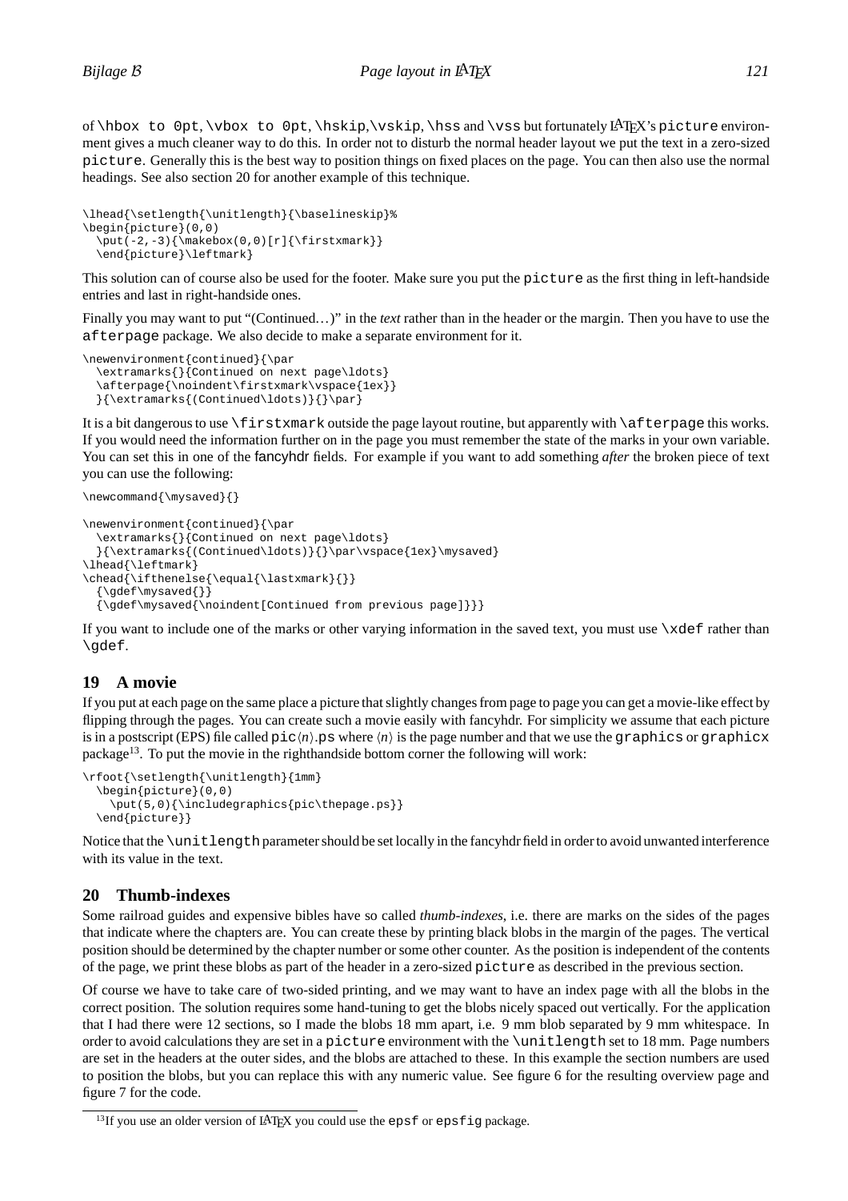of `\hbox to 0pt`, `\vbox to 0pt`, `\hskip`, `\vskip`, `\hss` and `\vss` but fortunately LaTeX's `picture` environment gives a much cleaner way to do this. In order not to disturb the normal header layout we put the text in a zero-sized `picture`. Generally this is the best way to position things on fixed places on the page. You can then also use the normal headings. See also section 20 for another example of this technique.

```
\lhead{\setlength{\unitlength}{\baselineskip}%
\begin{picture}(0,0)
  \put(-2,-3){\makebox(0,0)[r]{\firstxmark}}
  \end{picture}\leftmark}
```

This solution can of course also be used for the footer. Make sure you put the `picture` as the first thing in left-handside entries and last in right-handside ones.

Finally you may want to put "(Continued…)" in the *text* rather than in the header or the margin. Then you have to use the `afterpage` package. We also decide to make a separate environment for it.

```
\newenvironment{continued}{\par
  \extramarks{}{Continued on next page\ldots}
  \afterpage{\noindent\firstxmark\vspace{1ex}}
  }{\extramarks{(Continued\ldots)}{}\par}
```

It is a bit dangerous to use `\firstxmark` outside the page layout routine, but apparently with `\afterpage` this works. If you would need the information further on in the page you must remember the state of the marks in your own variable. You can set this in one of the fancyhdr fields. For example if you want to add something *after* the broken piece of text you can use the following:

```
\newcommand{\mysaved}{}

\newenvironment{continued}{\par
  \extramarks{}{Continued on next page\ldots}
  }{\extramarks{(Continued\ldots)}{}\par\vspace{1ex}\mysaved}
\lhead{\leftmark}
\chead{\ifthenelse{\equal{\lastxmark}{}}
  {\gdef\mysaved{}}
  {\gdef\mysaved{\noindent[Continued from previous page]}}}
```

If you want to include one of the marks or other varying information in the saved text, you must use `\xdef` rather than `\gdef`.

## 19 A movie

If you put at each page on the same place a picture that slightly changes from page to page you can get a movie-like effect by flipping through the pages. You can create such a movie easily with fancyhdr. For simplicity we assume that each picture is in a postscript (EPS) file called `pic`⟨*n*⟩`.ps` where ⟨*n*⟩ is the page number and that we use the `graphics` or `graphicx` package[13]. To put the movie in the righthandside bottom corner the following will work:

```
\rfoot{\setlength{\unitlength}{1mm}
  \begin{picture}(0,0)
    \put(5,0){\includegraphics{pic\thepage.ps}}
  \end{picture}}
```

Notice that the `\unitlength` parameter should be set locally in the fancyhdr field in order to avoid unwanted interference with its value in the text.

## 20 Thumb-indexes

Some railroad guides and expensive bibles have so called *thumb-indexes*, i.e. there are marks on the sides of the pages that indicate where the chapters are. You can create these by printing black blobs in the margin of the pages. The vertical position should be determined by the chapter number or some other counter. As the position is independent of the contents of the page, we print these blobs as part of the header in a zero-sized `picture` as described in the previous section.

Of course we have to take care of two-sided printing, and we may want to have an index page with all the blobs in the correct position. The solution requires some hand-tuning to get the blobs nicely spaced out vertically. For the application that I had there were 12 sections, so I made the blobs 18 mm apart, i.e. 9 mm blob separated by 9 mm whitespace. In order to avoid calculations they are set in a `picture` environment with the `\unitlength` set to 18 mm. Page numbers are set in the headers at the outer sides, and the blobs are attached to these. In this example the section numbers are used to position the blobs, but you can replace this with any numeric value. See figure 6 for the resulting overview page and figure 7 for the code.

---

[13] If you use an older version of LaTeX you could use the `epsf` or `epsfig` package.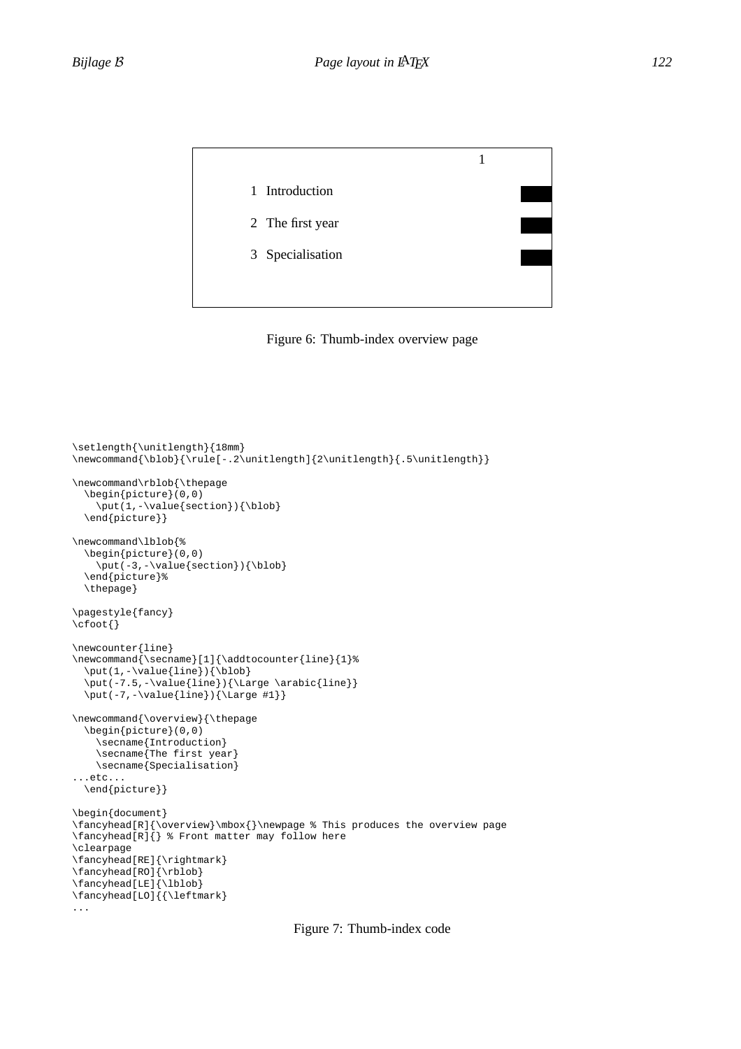1

1 Introduction

2 The first year

3 Specialisation

Figure 6: Thumb-index overview page

```
\setlength{\unitlength}{18mm}
\newcommand{\blob}{\rule[-.2\unitlength]{2\unitlength}{.5\unitlength}}

\newcommand\rblob{\thepage
  \begin{picture}(0,0)
    \put(1,-\value{section}){\blob}
  \end{picture}}

\newcommand\lblob{%
  \begin{picture}(0,0)
    \put(-3,-\value{section}){\blob}
  \end{picture}%
  \thepage}

\pagestyle{fancy}
\cfoot{}

\newcounter{line}
\newcommand{\secname}[1]{\addtocounter{line}{1}%
  \put(1,-\value{line}){\blob}
  \put(-7.5,-\value{line}){\Large \arabic{line}}
  \put(-7,-\value{line}){\Large #1}}

\newcommand{\overview}{\thepage
  \begin{picture}(0,0)
    \secname{Introduction}
    \secname{The first year}
    \secname{Specialisation}
...etc...
  \end{picture}}

\begin{document}
\fancyhead[R]{\overview}\mbox{}\newpage % This produces the overview page
\fancyhead[R]{} % Front matter may follow here
\clearpage
\fancyhead[RE]{\rightmark}
\fancyhead[RO]{\rblob}
\fancyhead[LE]{\lblob}
\fancyhead[LO]{{\leftmark}
...
```

Figure 7: Thumb-index code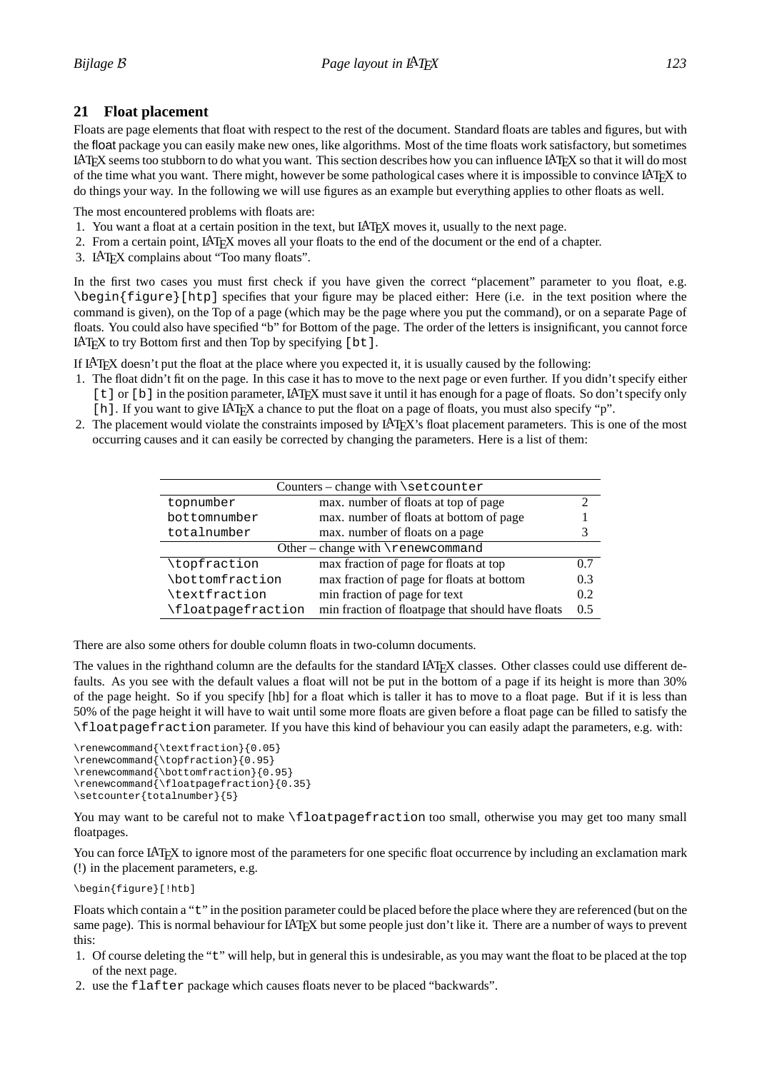## 21 Float placement

Floats are page elements that float with respect to the rest of the document. Standard floats are tables and figures, but with the float package you can easily make new ones, like algorithms. Most of the time floats work satisfactory, but sometimes LaTeX seems too stubborn to do what you want. This section describes how you can influence LaTeX so that it will do most of the time what you want. There might, however be some pathological cases where it is impossible to convince LaTeX to do things your way. In the following we will use figures as an example but everything applies to other floats as well.

The most encountered problems with floats are:

1. You want a float at a certain position in the text, but LaTeX moves it, usually to the next page.
2. From a certain point, LaTeX moves all your floats to the end of the document or the end of a chapter.
3. LaTeX complains about "Too many floats".

In the first two cases you must first check if you have given the correct "placement" parameter to you float, e.g. `\begin{figure}[htp]` specifies that your figure may be placed either: Here (i.e. in the text position where the command is given), on the Top of a page (which may be the page where you put the command), or on a separate Page of floats. You could also have specified "b" for Bottom of the page. The order of the letters is insignificant, you cannot force LaTeX to try Bottom first and then Top by specifying `[bt]`.

If LaTeX doesn't put the float at the place where you expected it, it is usually caused by the following:

1. The float didn't fit on the page. In this case it has to move to the next page or even further. If you didn't specify either `[t]` or `[b]` in the position parameter, LaTeX must save it until it has enough for a page of floats. So don't specify only `[h]`. If you want to give LaTeX a chance to put the float on a page of floats, you must also specify "p".
2. The placement would violate the constraints imposed by LaTeX's float placement parameters. This is one of the most occurring causes and it can easily be corrected by changing the parameters. Here is a list of them:

| Counters – change with `\setcounter` | | |
|---|---|---|
| `topnumber` | max. number of floats at top of page | 2 |
| `bottomnumber` | max. number of floats at bottom of page | 1 |
| `totalnumber` | max. number of floats on a page | 3 |
| **Other – change with `\renewcommand`** | | |
| `\topfraction` | max fraction of page for floats at top | 0.7 |
| `\bottomfraction` | max fraction of page for floats at bottom | 0.3 |
| `\textfraction` | min fraction of page for text | 0.2 |
| `\floatpagefraction` | min fraction of floatpage that should have floats | 0.5 |

There are also some others for double column floats in two-column documents.

The values in the righthand column are the defaults for the standard LaTeX classes. Other classes could use different defaults. As you see with the default values a float will not be put in the bottom of a page if its height is more than 30% of the page height. So if you specify [hb] for a float which is taller it has to move to a float page. But if it is less than 50% of the page height it will have to wait until some more floats are given before a float page can be filled to satisfy the `\floatpagefraction` parameter. If you have this kind of behaviour you can easily adapt the parameters, e.g. with:

```
\renewcommand{\textfraction}{0.05}
\renewcommand{\topfraction}{0.95}
\renewcommand{\bottomfraction}{0.95}
\renewcommand{\floatpagefraction}{0.35}
\setcounter{totalnumber}{5}
```

You may want to be careful not to make `\floatpagefraction` too small, otherwise you may get too many small floatpages.

You can force LaTeX to ignore most of the parameters for one specific float occurrence by including an exclamation mark (!) in the placement parameters, e.g.

```
\begin{figure}[!htb]
```

Floats which contain a "`t`" in the position parameter could be placed before the place where they are referenced (but on the same page). This is normal behaviour for LaTeX but some people just don't like it. There are a number of ways to prevent this:

1. Of course deleting the "`t`" will help, but in general this is undesirable, as you may want the float to be placed at the top of the next page.
2. use the `flafter` package which causes floats never to be placed "backwards".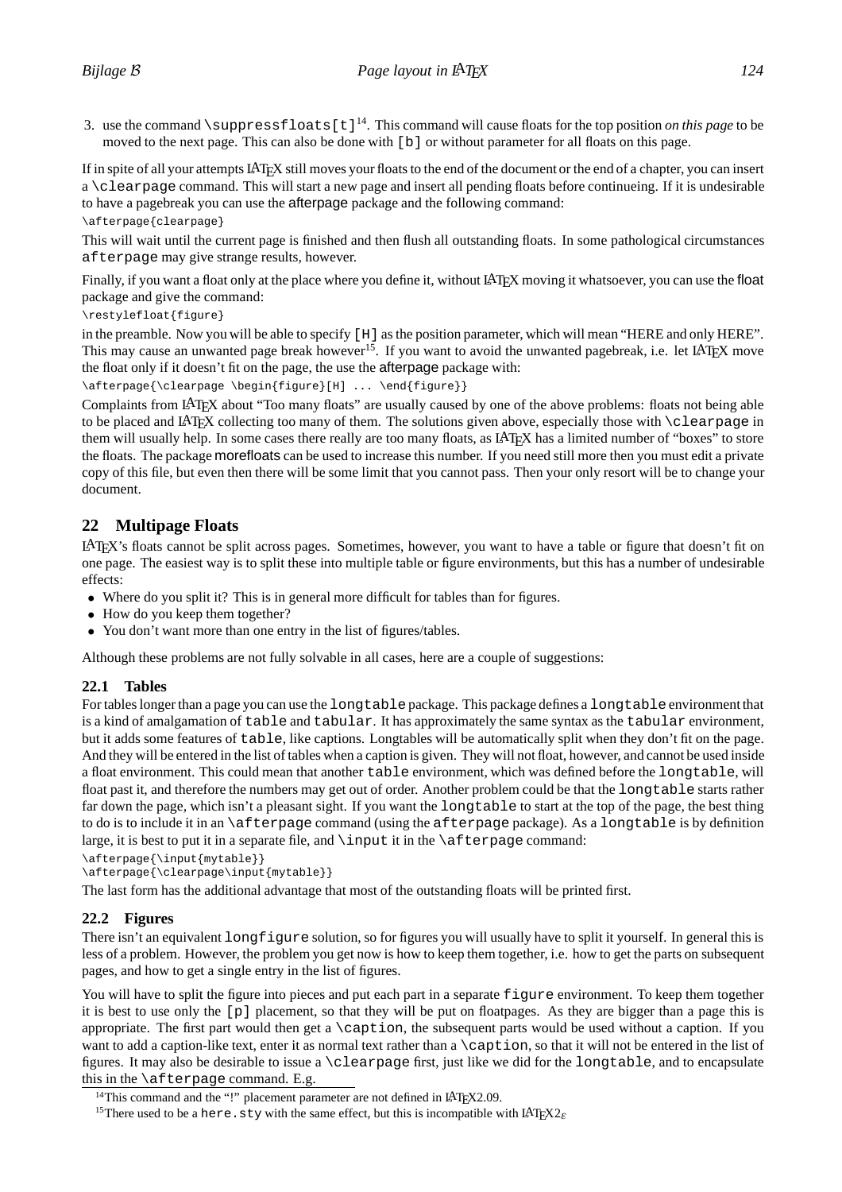3. use the command `\suppressfloats[t]`[14]. This command will cause floats for the top position *on this page* to be moved to the next page. This can also be done with `[b]` or without parameter for all floats on this page.

If in spite of all your attempts LaTeX still moves your floats to the end of the document or the end of a chapter, you can insert a `\clearpage` command. This will start a new page and insert all pending floats before continueing. If it is undesirable to have a pagebreak you can use the afterpage package and the following command:

```
\afterpage{clearpage}
```

This will wait until the current page is finished and then flush all outstanding floats. In some pathological circumstances `afterpage` may give strange results, however.

Finally, if you want a float only at the place where you define it, without LaTeX moving it whatsoever, you can use the float package and give the command:

```
\restylefloat{figure}
```

in the preamble. Now you will be able to specify `[H]` as the position parameter, which will mean "HERE and only HERE". This may cause an unwanted page break however[15]. If you want to avoid the unwanted pagebreak, i.e. let LaTeX move the float only if it doesn't fit on the page, the use the afterpage package with:

```
\afterpage{\clearpage \begin{figure}[H] ... \end{figure}}
```

Complaints from LaTeX about "Too many floats" are usually caused by one of the above problems: floats not being able to be placed and LaTeX collecting too many of them. The solutions given above, especially those with `\clearpage` in them will usually help. In some cases there really are too many floats, as LaTeX has a limited number of "boxes" to store the floats. The package morefloats can be used to increase this number. If you need still more then you must edit a private copy of this file, but even then there will be some limit that you cannot pass. Then your only resort will be to change your document.

## 22 Multipage Floats

LaTeX's floats cannot be split across pages. Sometimes, however, you want to have a table or figure that doesn't fit on one page. The easiest way is to split these into multiple table or figure environments, but this has a number of undesirable effects:

- Where do you split it? This is in general more difficult for tables than for figures.
- How do you keep them together?
- You don't want more than one entry in the list of figures/tables.

Although these problems are not fully solvable in all cases, here are a couple of suggestions:

### 22.1 Tables

For tables longer than a page you can use the `longtable` package. This package defines a `longtable` environment that is a kind of amalgamation of `table` and `tabular`. It has approximately the same syntax as the `tabular` environment, but it adds some features of `table`, like captions. Longtables will be automatically split when they don't fit on the page. And they will be entered in the list of tables when a caption is given. They will not float, however, and cannot be used inside a float environment. This could mean that another `table` environment, which was defined before the `longtable`, will float past it, and therefore the numbers may get out of order. Another problem could be that the `longtable` starts rather far down the page, which isn't a pleasant sight. If you want the `longtable` to start at the top of the page, the best thing to do is to include it in an `\afterpage` command (using the `afterpage` package). As a `longtable` is by definition large, it is best to put it in a separate file, and `\input` it in the `\afterpage` command:

```
\afterpage{\input{mytable}}
\afterpage{\clearpage\input{mytable}}
```

The last form has the additional advantage that most of the outstanding floats will be printed first.

### 22.2 Figures

There isn't an equivalent `longfigure` solution, so for figures you will usually have to split it yourself. In general this is less of a problem. However, the problem you get now is how to keep them together, i.e. how to get the parts on subsequent pages, and how to get a single entry in the list of figures.

You will have to split the figure into pieces and put each part in a separate `figure` environment. To keep them together it is best to use only the `[p]` placement, so that they will be put on floatpages. As they are bigger than a page this is appropriate. The first part would then get a `\caption`, the subsequent parts would be used without a caption. If you want to add a caption-like text, enter it as normal text rather than a `\caption`, so that it will not be entered in the list of figures. It may also be desirable to issue a `\clearpage` first, just like we did for the `longtable`, and to encapsulate this in the `\afterpage` command. E.g.

[14] This command and the "!" placement parameter are not defined in LaTeX2.09.

[15] There used to be a `here.sty` with the same effect, but this is incompatible with LaTeX2$\varepsilon$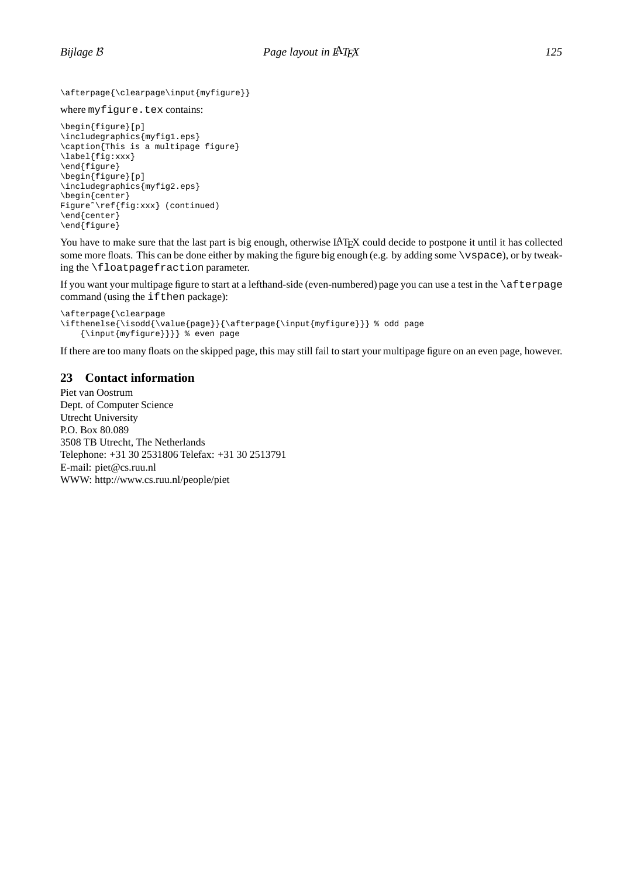```
\afterpage{\clearpage\input{myfigure}}
```

where `myfigure.tex` contains:

```
\begin{figure}[p]
\includegraphics{myfig1.eps}
\caption{This is a multipage figure}
\label{fig:xxx}
\end{figure}
\begin{figure}[p]
\includegraphics{myfig2.eps}
\begin{center}
Figure~\ref{fig:xxx} (continued)
\end{center}
\end{figure}
```

You have to make sure that the last part is big enough, otherwise LaTeX could decide to postpone it until it has collected some more floats. This can be done either by making the figure big enough (e.g. by adding some `\vspace`), or by tweaking the `\floatpagefraction` parameter.

If you want your multipage figure to start at a lefthand-side (even-numbered) page you can use a test in the `\afterpage` command (using the `ifthen` package):

```
\afterpage{\clearpage
\ifthenelse{\isodd{\value{page}}}{\afterpage{\input{myfigure}}} % odd page
    {\input{myfigure}}}} % even page
```

If there are too many floats on the skipped page, this may still fail to start your multipage figure on an even page, however.

## 23 Contact information

Piet van Oostrum
Dept. of Computer Science
Utrecht University
P.O. Box 80.089
3508 TB Utrecht, The Netherlands
Telephone: +31 30 2531806 Telefax: +31 30 2513791
E-mail: piet@cs.ruu.nl
WWW: http://www.cs.ruu.nl/people/piet